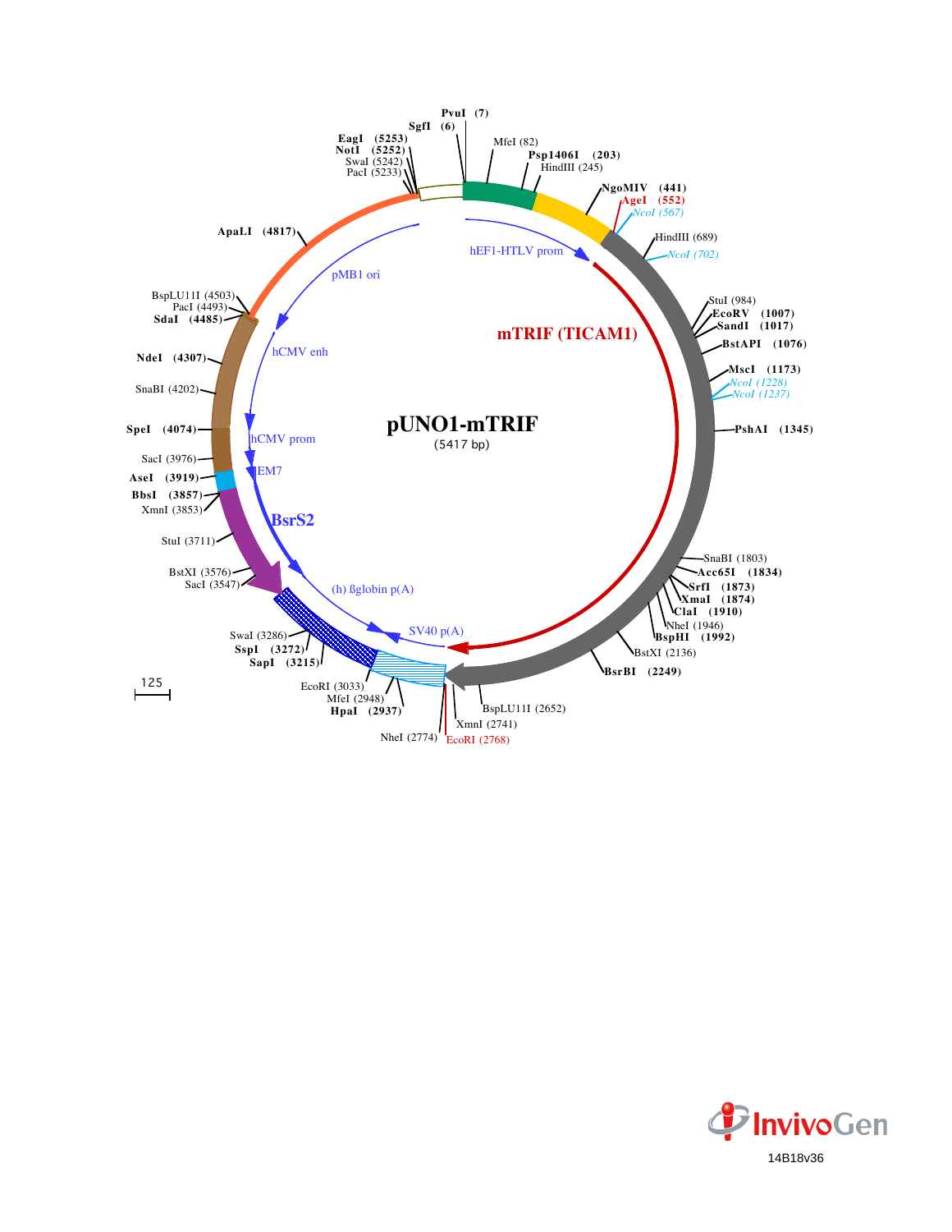# pUNO1-mTRIF

(5417 bp)

PvuI (7)
SgfI (6)
EagI (5253)
NotI (5252)
SwaI (5242)
PacI (5233)
MfeI (82)
Psp1406I (203)
HindIII (245)
NgoMIV (441)
AgeI (552)
NcoI (567)
HindIII (689)
NcoI (702)
StuI (984)
EcoRV (1007)
SandI (1017)
BstAPI (1076)
MscI (1173)
NcoI (1228)
NcoI (1237)
PshAI (1345)
SnaBI (1803)
Acc65I (1834)
SrfI (1873)
XmaI (1874)
ClaI (1910)
NheI (1946)
BspHI (1992)
BstXI (2136)
BsrBI (2249)
BspLU11I (2652)
XmnI (2741)
EcoRI (2768)
NheI (2774)
HpaI (2937)
MfeI (2948)
EcoRI (3033)
SapI (3215)
SspI (3272)
SwaI (3286)
SacI (3547)
BstXI (3576)
StuI (3711)
XmnI (3853)
BbsI (3857)
AseI (3919)
SacI (3976)
SpeI (4074)
SnaBI (4202)
NdeI (4307)
SdaI (4485)
PacI (4493)
BspLU11I (4503)
ApaLI (4817)

hEF1-HTLV prom
mTRIF (TICAM1)
SV40 p(A)
(h) ßglobin p(A)
BsrS2
EM7
hCMV prom
hCMV enh
pMB1 ori

125

InvivoGen

14B18v36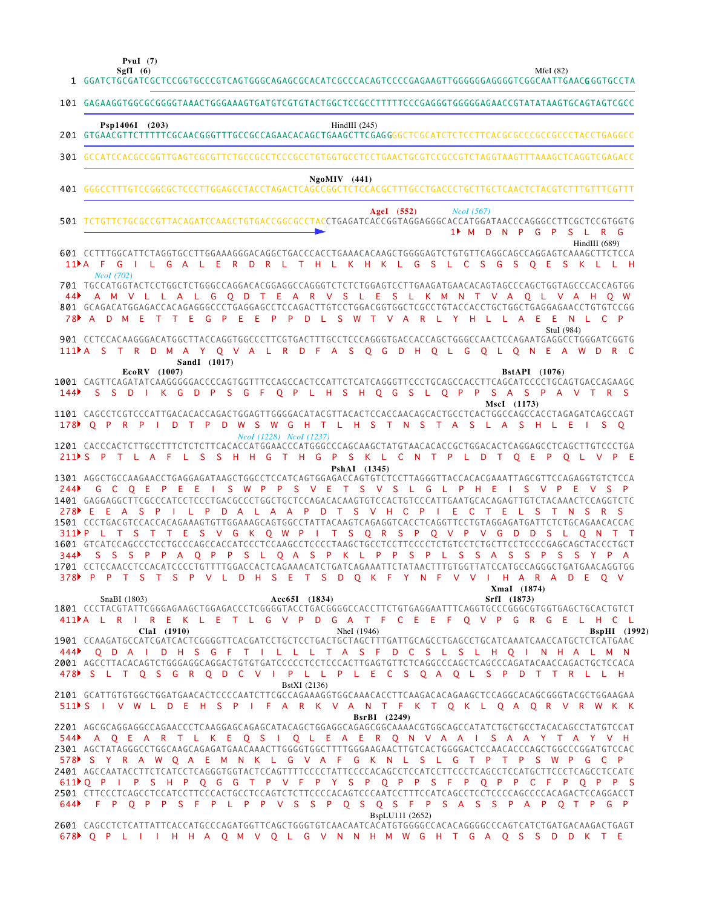```
                    PvuI (7)
                   SgfI (6)                                                                         MfeI (82)
   1 GGATCTGCGATCGCTCCGGTGCCCGTCAGTGGGCAGAGCGCACATCGCCCACAGTCCCCGAGAAGTTGGGGGGAGGGGTCGGCAATTGAACGGGTGCCTA

 101 GAGAAGGTGGCGCGGGGTAAACTGGGAAAGTGATGTCGTGTACTGGCTCCGCCTTTTTCCCGAGGGTGGGGGAGAACCGTATATAAGTGCAGTAGTCGCC

       Psp1406I (203)                                          HindIII (245)
 201 GTGAACGTTCTTTTTCGCAACGGGTTTGCCGCCAGAACACAGCTGAAGCTTCGAGGGGCTCGCATCTCTCCTTCACGCGCCCGCCGCCCTACCTGAGGCC

 301 GCCATCCACGCCGGTTGAGTCGCGTTCTGCCGCCTCCCGCCTGTGGTGCCTCCTGAACTGCGTCCGCCGTCTAGGTAAGTTTAAAGCTCAGGTCGAGACC

                                                          NgoMIV (441)
 401 GGGCCTTTGTCCGGCGCTCCCTTGGAGCCTACCTAGACTCAGCCGGCTCTCCACGCTTTGCCTGACCCTGCTTGCTCAACTCTACGTCTTTGTTTCGTTT

                                                                    AgeI (552)        NcoI (567)
 501 TCTGTTCTGCGCCGTTACAGATCCAAGCTGTGACCGGCGCCTACCTGAGATCACCGGTAGGAGGGCACCATGGATAACCCAGGGCCTTCGCTCCGTGGTG
                                                                                    1▸ M  D  N  P  G  P  S  L  R  G
                                                                                                         HindIII (689)
 601 CCTTTGGCATTCTAGGTGCCTTGGAAAGGGACAGGCTGACCCACCTGAAACACAAGCTGGGGAGTCTGTGTTCAGGCAGCCAGGAGTCAAAGCTTCTCCA
  11▸A  F  G  I  L  G  A  L  E  R  D  R  L  T  H  L  K  H  K  L  G  S  L  C  S  G  S  Q  E  S  K  L  L  H
       NcoI (702)
 701 TGCCATGGTACTCCTGGCTCTGGGCCAGGACACGGAGGCCAGGGTCTCTCTGGAGTCCTTGAAGATGAACACAGTAGCCCAGCTGGTAGCCCACCAGTGG
  44▸  A  M  V  L  L  A  L  G  Q  D  T  E  A  R  V  S  L  E  S  L  K  M  N  T  V  A  Q  L  V  A  H  Q  W
 801 GCAGACATGGAGACCACAGAGGGCCCTGAGGAGCCTCCAGACTTGTCCTGGACGGTGGCTCGCCTGTACCACCTGCTGGCTGAGGAGAACCTGTGTCCGG
  78▸A  D  M  E  T  T  E  G  P  E  E  P  P  D  L  S  W  T  V  A  R  L  Y  H  L  L  A  E  E  N  L  C  P
                                                                                               StuI (984)
 901 CCTCCACAAGGGACATGGCTTACCAGGTGGCCCTTCGTGACTTTGCCTCCCAGGGTGACCACCAGCTGGGCCAACTCCAGAATGAGGCCTGGGATCGGTG
 111▸A  S  T  R  D  M  A  Y  Q  V  A  L  R  D  F  A  S  Q  G  D  H  Q  L  G  Q  L  Q  N  E  A  W  D  R  C
                         SandI (1017)
           EcoRV (1007)                                                                BstAPI (1076)
1001 CAGTTCAGATATCAAGGGGGACCCCAGTGGTTTCCAGCCACTCCATTCTCATCAGGGTTCCCTGCAGCCACCTTCAGCATCCCCTGCAGTGACCAGAAGC
 144▸  S  S  D  I  K  G  D  P  S  G  F  Q  P  L  H  S  H  Q  G  S  L  Q  P  P  S  A  S  P  A  V  T  R  S
                                                                                      MscI (1173)
1101 CAGCCTCGTCCCATTGACACACCAGACTGGAGTTGGGGACATACGTTACACTCCACCAACAGCACTGCCTCACTGGCCAGCCACCTAGAGATCAGCCAGT
 178▸ Q  P  R  P  I  D  T  P  D  W  S  W  G  H  T  L  H  S  T  N  S  T  A  S  L  A  S  H  L  E  I  S  Q
                                         NcoI (1228)  NcoI (1237)
1201 CACCCACTCTTGCCTTTCTCTCTTCACACCATGGAACCCATGGGCCCAGCAAGCTATGTAACACACCGCTGGACACTCAGGAGCCTCAGCTTGTCCCTGA
 211▸S  P  T  L  A  F  L  S  S  H  H  G  T  H  G  P  S  K  L  C  N  T  P  L  D  T  Q  E  P  Q  L  V  P  E
                                                           PshAI (1345)
1301 AGGCTGCCAAGAACCTGAGGAGATAAGCTGGCCTCCATCAGTGGAGACCAGTGTCTCCTTAGGGTTACCACACGAAATTAGCGTTCCAGAGGTGTCTCCA
 244▸  G  C  Q  E  P  E  E  I  S  W  P  P  S  V  E  T  S  V  S  L  G  L  P  H  E  I  S  V  P  E  V  S  P
1401 GAGGAGGCTTCGCCCATCCTCCCTGACGCCCTGGCTGCTCCAGACACAAGTGTCCACTGTCCCATTGAATGCACAGAGTTGTCTACAAACTCCAGGTCTC
 278▸ E  E  A  S  P  I  L  P  D  A  L  A  A  P  D  T  S  V  H  C  P  I  E  C  T  E  L  S  T  N  S  R  S
1501 CCCTGACGTCCACCACAGAAAGTGTTGGAAAGCAGTGGCCTATTACAAGTCAGAGGTCACCTCAGGTTCCTGTAGGAGATGATTCTCTGCAGAACACCAC
 311▸P  L  T  S  T  T  E  S  V  G  K  Q  W  P  I  T  S  Q  R  S  P  Q  V  P  V  G  D  D  S  L  Q  N  T  T
1601 GTCATCCAGCCCTCCTGCCCAGCCACCATCCCTCCAAGCCTCCCCTAAGCTGCCTCCTTCCCCTCTGTCCTCTGCTTCCTCCCCGAGCAGCTACCCTGCT
 344▸  S  S  S  P  P  A  Q  P  P  S  L  Q  A  S  P  K  L  P  P  S  P  L  S  S  A  S  S  P  S  S  Y  P  A
1701 CCTCCAACCTCCACATCCCCTGTTTTGGACCACTCAGAAACATCTGATCAGAAATTCTATAACTTTGTGGTTATCCATGCCAGGGCTGATGAACAGGTGG
 378▸ P  P  T  S  T  S  P  V  L  D  H  S  E  T  S  D  Q  K  F  Y  N  F  V  V  I  H  A  R  A  D  E  Q  V
                                                                                      XmaI (1874)
     SnaBI (1803)                         Acc65I (1834)                               SrfI (1873)
1801 CCCTACGTATTCGGGAGAAGCTGGAGACCCTCGGGGTACCTGACGGGGCCACCTTCTGTGAGGAATTTCAGGTGCCCGGGCGTGGTGAGCTGCACTGTCT
 411▸A  L  R  I  R  E  K  L  E  T  L  G  V  P  D  G  A  T  F  C  E  E  F  Q  V  P  G  R  G  E  L  H  C  L
           ClaI (1910)                              NheI (1946)                                        BspHI (1992)
1901 CCAAGATGCCATCGATCACTCGGGGTTCACGATCCTGCTCCTGACTGCTAGCTTTGATTGCAGCCTGAGCCTGCATCAAATCAACCATGCTCTCATGAAC
 444▸  Q  D  A  I  D  H  S  G  F  T  I  L  L  L  T  A  S  F  D  C  S  L  S  L  H  Q  I  N  H  A  L  M  N
2001 AGCCTTACACAGTCTGGGAGGCAGGACTGTGTGATCCCCCTCCTCCCACTTGAGTGTTCTCAGGCCCAGCTCAGCCCAGATACAACCAGACTGCTCCACA
 478▸ S  L  T  Q  S  G  R  Q  D  C  V  I  P  L  L  P  L  E  C  S  Q  A  Q  L  S  P  D  T  T  R  L  L  H
                                                BstXI (2136)
2101 GCATTGTGTGGCTGGATGAACACTCCCCAATCTTCGCCAGAAAGGTGGCAAACACCTTCAAGACACAGAAGCTCCAGGCACAGCGGGTACGCTGGAAGAA
 511▸S  I  V  W  L  D  E  H  S  P  I  F  A  R  K  V  A  N  T  F  K  T  Q  K  L  Q  A  Q  R  V  R  W  K  K
                                                                  BsrBI (2249)
2201 AGCGCAGGAGGCCAGAACCCTCAAGGAGCAGAGCATACAGCTGGAGGCAGAGCGGCAAAACGTGGCAGCCATATCTGCTGCCTACACAGCCTATGTCCAT
 544▸  A  Q  E  A  R  T  L  K  E  Q  S  I  Q  L  E  A  E  R  Q  N  V  A  A  I  S  A  A  Y  T  A  Y  V  H
2301 AGCTATAGGGCCTGGCAAGCAGAGATGAACAAACTTGGGGTGGCTTTTGGGAAGAACTTGTCACTGGGGACTCCAACACCCAGCTGGCCCGGATGTCCAC
 578▸ S  Y  R  A  W  Q  A  E  M  N  K  L  G  V  A  F  G  K  N  L  S  L  G  T  P  T  P  S  W  P  G  C  P
2401 AGCCAATACCTTCTCATCCTCAGGGTGGTACTCCAGTTTTCCCCTATTCCCCACAGCCTCCATCCTTCCCTCAGCCTCCATGCTTCCCTCAGCCTCCATC
 611▸Q  P  I  P  S  H  P  Q  G  G  T  P  V  F  P  Y  S  P  Q  P  P  S  F  P  Q  P  P  C  F  P  Q  P  P  S
2501 CTTCCCTCAGCCTCCATCCTTCCCACTGCCTCCAGTCTCTTCCCCACAGTCCCAATCCTTTCCATCAGCCTCCTCCCCAGCCCCACAGACTCCAGGACCT
 644▸  F  P  Q  P  P  S  F  P  L  P  P  V  S  S  P  Q  S  Q  S  F  P  S  A  S  S  P  A  P  Q  T  P  G  P
                                                                  BspLU11I (2652)
2601 CAGCCTCTCATTATTCACCATGCCCAGATGGTTCAGCTGGGTGTCAACAATCACATGTGGGGCCACACAGGGGCCCAGTCATCTGATGACAAGACTGAGT
 678▸ Q  P  L  I  I  H  H  A  Q  M  V  Q  L  G  V  N  N  H  M  W  G  H  T  G  A  Q  S  S  D  D  K  T  E
```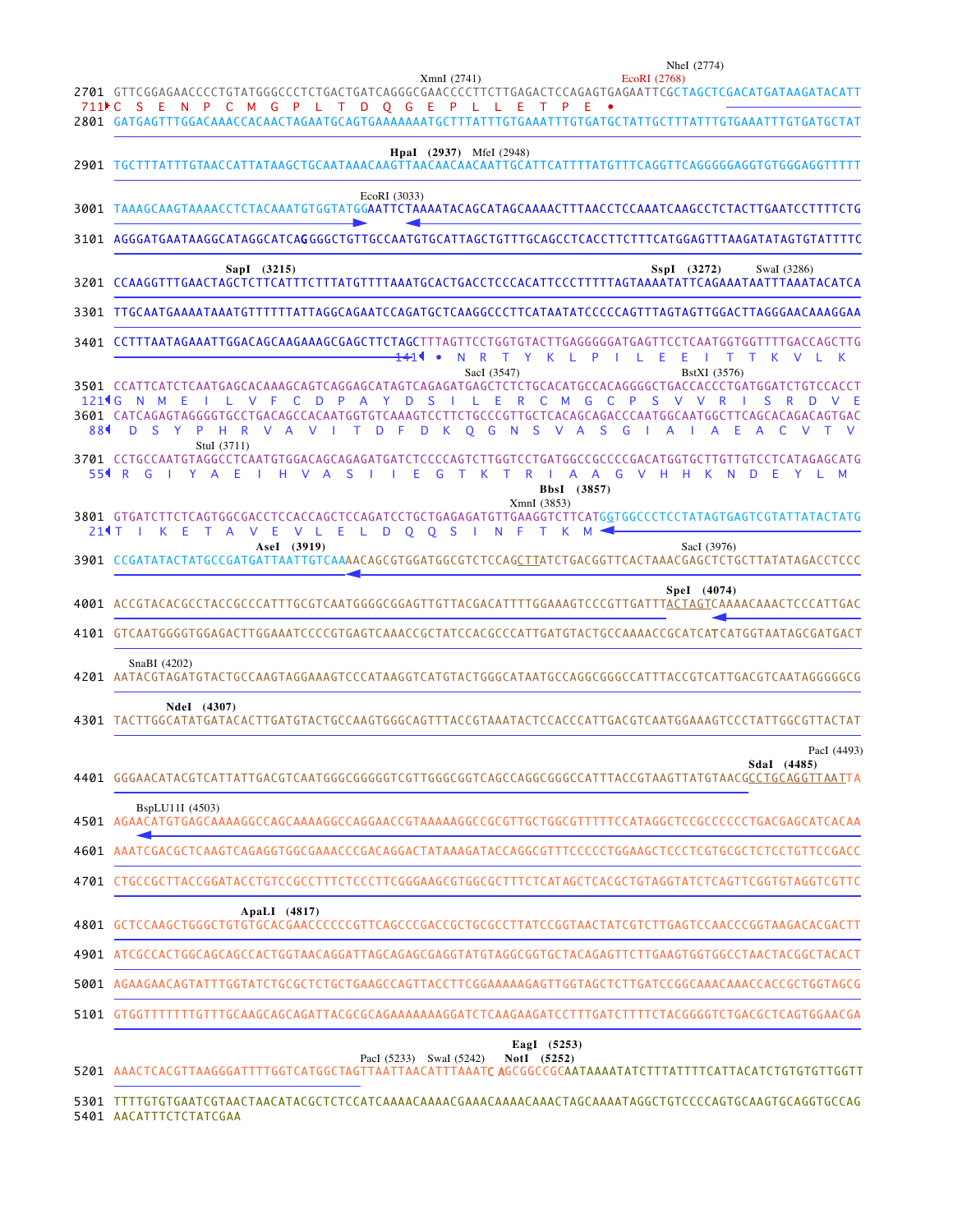```
                                                                                           NheI (2774)
                                                       XmnI (2741)                   EcoRI (2768)
2701 GTTCGGAGAACCCCTGTATGGGCCCTCTGACTGATCAGGGCGAACCCCTTCTTGAGACTCCAGAGTGAGAATTCGCTAGCTCGACATGATAAGATACATT
 711▶C  S  E  N  P  C  M  G  P  L  T  D  Q  G  E  P  L  L  E  T  P  E  •

2801 GATGAGTTTGGACAAACCACAACTAGAATGCAGTGAAAAAAATGCTTTATTTGTGAAATTTGTGATGCTATTGCTTTATTTGTGAAATTTGTGATGCTAT

                                                    HpaI  (2937)  MfeI (2948)
2901 TGCTTTATTTGTAACCATTATAAGCTGCAATAAACAAGTTAACAACAACAATTGCATTCATTTTATGTTTCAGGTTCAGGGGGAGGTGTGGGAGGTTTTT

                                             EcoRI (3033)
3001 TAAAGCAAGTAAAACCTCTACAAATGTGGTATGGAATTCTAAAATACAGCATAGCAAAACTTTAACCTCCAAATCAAGCCTCTACTTGAATCCTTTTCTG

3101 AGGGATGAATAAGGCATAGGCATCAGGGGCTGTTGCCAATGTGCATTAGCTGTTTGCAGCCTCACCTTCTTTCATGGAGTTTAAGATATAGTGTATTTTC

                 SapI  (3215)                                                          SspI  (3272)      SwaI (3286)
3201 CCAAGGTTTGAACTAGCTCTTCATTTCTTTATGTTTTAAATGCACTGACCTCCCACATTCCCTTTTTAGTAAAATATTCAGAAATAATTTAAATACATCA

3301 TTGCAATGAAAATAAATGTTTTTTATTAGGCAGAATCCAGATGCTCAAGGCCCTTCATAATATCCCCCAGTTTAGTAGTTGGACTTAGGGAACAAAGGAA

3401 CCTTTAATAGAAATTGGACAGCAAGAAAGCGAGCTTCTAGCTTTAGTTCCTGGTGTACTTGAGGGGGATGAGTTCCTCAATGGTGGTTTTGACCAGCTTG
                                            141◀ •  N  R  T  Y  K  L  P  I  L  E  E  I  T  T  K  V  L  K
                                                   SacI (3547)                                  BstXI (3576)
3501 CCATTCATCTCAATGAGCACAAAGCAGTCAGGAGCATAGTCAGAGATGAGCTCTCTGCACATGCCACAGGGGCTGACCACCCTGATGGATCTGTCCACCT
 121◀G  N  M  E  I  L  V  F  C  D  P  A  Y  D  S  I  L  E  R  C  M  G  C  P  S  V  V  R  I  S  R  D  V  E

3601 CATCAGAGTAGGGGTGCCTGACAGCCACAATGGTGTCAAAGTCCTTCTGCCCGTTGCTCACAGCAGACCCAATGGCAATGGCTTCAGCACAGACAGTGAC
  88◀  D  S  Y  P  H  R  V  A  V  I  T  D  F  D  K  Q  G  N  S  V  A  S  G  I  A  I  A  E  A  C  V  T  V
              StuI (3711)
3701 CCTGCCAATGTAGGCCTCAATGTGGACAGCAGAGATGATCTCCCCAGTCTTGGTCCTGATGGCCGCCCCGACATGGTGCTTGTTGTCCTCATAGAGCATG
  55◀ R  G  I  Y  A  E  I  H  V  A  S  I  I  E  G  T  K  T  R  I  A  A  G  V  H  H  K  N  D  E  Y  L  M
                                                                                 BbsI  (3857)
                                                                          XmnI (3853)
3801 GTGATCTTCTCAGTGGCGACCTCCACCAGCTCCAGATCCTGCTGAGAGATGTTGAAGGTCTTCATGGTGGCCCTCCTATAGTGAGTCGTATTATACTATG
  21◀T  I  K  E  T  A  V  E  V  L  E  L  D  Q  Q  S  I  N  F  T  K  M
                                AseI  (3919)                                                    SacI (3976)
3901 CCGATATACTATGCCGATGATTAATTGTCAAAACAGCGTGGATGGCGTCTCCAGCTTATCTGACGGTTCACTAAACGAGCTCTGCTTATATAGACCTCCC

                                                                                              SpeI  (4074)
4001 ACCGTACACGCCTACCGCCCATTTGCGTCAATGGGGCGGAGTTGTTACGACATTTTGGAAAGTCCCGTTGATTTACTAGTCAAAACAAACTCCCATTGAC

4101 GTCAATGGGGTGGAGACTTGGAAATCCCCGTGAGTCAAACCGCTATCCACGCCCATTGATGTACTGCCAAAACCGCATCATCATGGTAATAGCGATGACT

   SnaBI (4202)
4201 AATACGTAGATGTACTGCCAAGTAGGAAAGTCCCATAAGGTCATGTACTGGGCATAATGCCAGGCGGGCCATTTACCGTCATTGACGTCAATAGGGGGCG

          NdeI  (4307)
4301 TACTTGGCATATGATACACTTGATGTACTGCCAAGTGGGCAGTTTACCGTAAATACTCCACCCATTGACGTCAATGGAAAGTCCCTATTGGCGTTACTAT

                                                                                                      PacI (4493)
                                                                                              SdaI  (4485)
4401 GGGAACATACGTCATTATTGACGTCAATGGGCGGGGGTCGTTGGGCGGTCAGCCAGGCGGGCCATTTACCGTAAGTTATGTAACGCCTGCAGGTTAATTA

   BspLU11I (4503)
4501 AGAACATGTGAGCAAAAGGCCAGCAAAAGGCCAGGAACCGTAAAAAGGCCGCGTTGCTGGCGTTTTTCCATAGGCTCCGCCCCCCTGACGAGCATCACAA

4601 AAATCGACGCTCAAGTCAGAGGTGGCGAAACCCGACAGGACTATAAAGATACCAGGCGTTTCCCCCTGGAAGCTCCCTCGTGCGCTCTCCTGTTCCGACC

4701 CTGCCGCTTACCGGATACCTGTCCGCCTTTCTCCCTTCGGGAAGCGTGGCGCTTTCTCATAGCTCACGCTGTAGGTATCTCAGTTCGGTGTAGGTCGTTC

               ApaLI  (4817)
4801 GCTCCAAGCTGGGCTGTGTGCACGAACCCCCCGTTCAGCCCGACCGCTGCGCCTTATCCGGTAACTATCGTCTTGAGTCCAACCCGGTAAGACACGACTT

4901 ATCGCCACTGGCAGCAGCCACTGGTAACAGGATTAGCAGAGCGAGGTATGTAGGCGGTGCTACAGAGTTCTTGAAGTGGTGGCCTAACTACGGCTACACT

5001 AGAAGAACAGTATTTGGTATCTGCGCTCTGCTGAAGCCAGTTACCTTCGGAAAAAGAGTTGGTAGCTCTTGATCCGGCAAACAAACCACCGCTGGTAGCG

5101 GTGGTTTTTTTGTTTGCAAGCAGCAGATTACGCGCAGAAAAAAAGGATCTCAAGAAGATCCTTTGATCTTTTCTACGGGGTCTGACGCTCAGTGGAACGA

                                                                                EagI  (5253)
                                                  PacI (5233)   SwaI (5242)    NotI  (5252)
5201 AAACTCACGTTAAGGGATTTTGGTCATGGCTAGTTAATTAACATTTAAATCAGCGGCCGCAATAAAATATCTTTATTTTCATTACATCTGTGTGTTGGTT

5301 TTTTGTGTGAATCGTAACTAACATACGCTCTCCATCAAAACAAAACGAAACAAAACAAACTAGCAAAATAGGCTGTCCCCAGTGCAAGTGCAGGTGCCAG
5401 AACATTTCTCTATCGAA
```